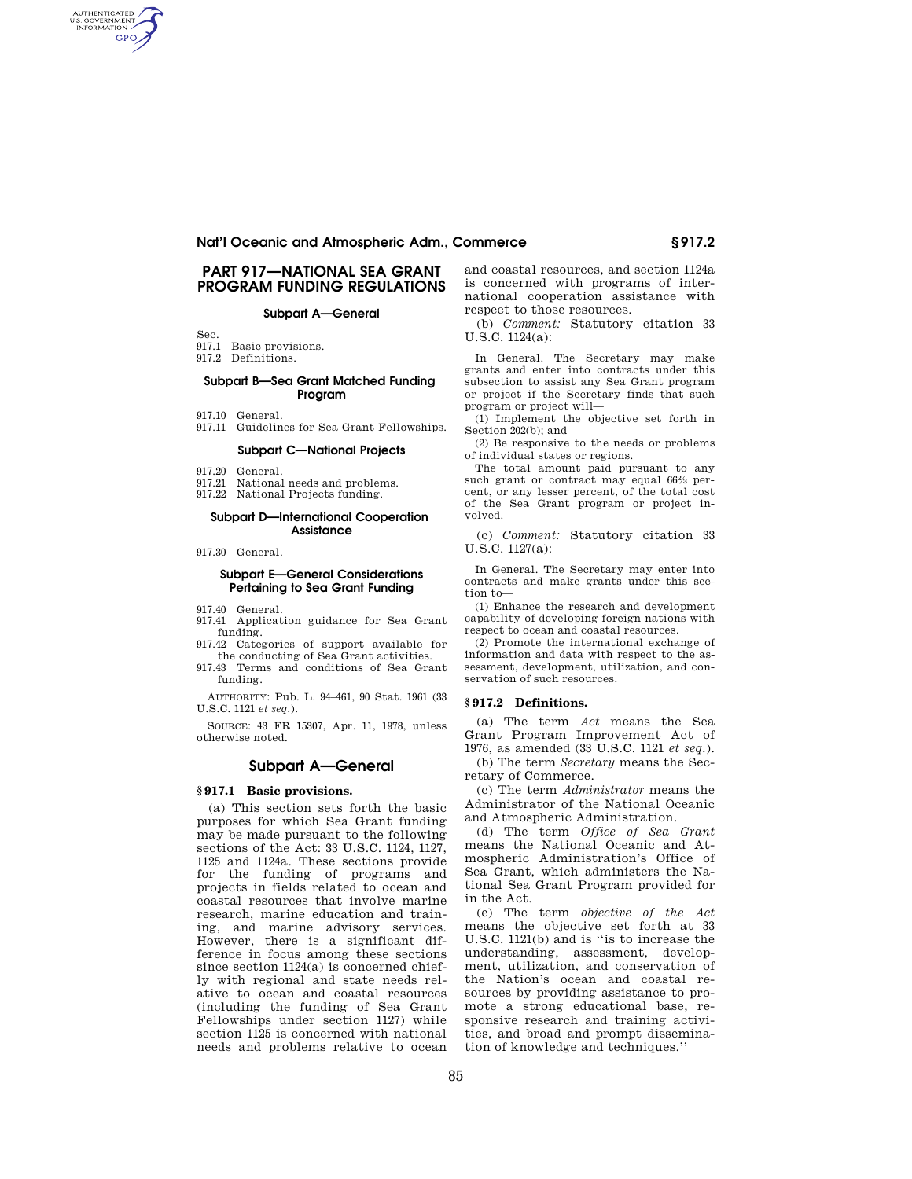# PART 917—NATIONAL SEA GRANT PROGRAM FUNDING REGULATIONS

### Subpart A—General

Sec.
917.1 Basic provisions.
917.2 Definitions.

### Subpart B—Sea Grant Matched Funding Program

917.10 General.
917.11 Guidelines for Sea Grant Fellowships.

### Subpart C—National Projects

917.20 General.
917.21 National needs and problems.
917.22 National Projects funding.

### Subpart D—International Cooperation Assistance

917.30 General.

### Subpart E—General Considerations Pertaining to Sea Grant Funding

917.40 General.
917.41 Application guidance for Sea Grant funding.
917.42 Categories of support available for the conducting of Sea Grant activities.
917.43 Terms and conditions of Sea Grant funding.

AUTHORITY: Pub. L. 94–461, 90 Stat. 1961 (33 U.S.C. 1121 *et seq.*).

SOURCE: 43 FR 15307, Apr. 11, 1978, unless otherwise noted.

## Subpart A—General

### § 917.1 Basic provisions.

(a) This section sets forth the basic purposes for which Sea Grant funding may be made pursuant to the following sections of the Act: 33 U.S.C. 1124, 1127, 1125 and 1124a. These sections provide for the funding of programs and projects in fields related to ocean and coastal resources that involve marine research, marine education and training, and marine advisory services. However, there is a significant difference in focus among these sections since section 1124(a) is concerned chiefly with regional and state needs relative to ocean and coastal resources (including the funding of Sea Grant Fellowships under section 1127) while section 1125 is concerned with national needs and problems relative to ocean and coastal resources, and section 1124a is concerned with programs of international cooperation assistance with respect to those resources.

(b) *Comment:* Statutory citation 33 U.S.C. 1124(a):

In General. The Secretary may make grants and enter into contracts under this subsection to assist any Sea Grant program or project if the Secretary finds that such program or project will—

(1) Implement the objective set forth in Section 202(b); and

(2) Be responsive to the needs or problems of individual states or regions.

The total amount paid pursuant to any such grant or contract may equal 66⅔ percent, or any lesser percent, of the total cost of the Sea Grant program or project involved.

(c) *Comment:* Statutory citation 33 U.S.C. 1127(a):

In General. The Secretary may enter into contracts and make grants under this section to—

(1) Enhance the research and development capability of developing foreign nations with respect to ocean and coastal resources.

(2) Promote the international exchange of information and data with respect to the assessment, development, utilization, and conservation of such resources.

### § 917.2 Definitions.

(a) The term *Act* means the Sea Grant Program Improvement Act of 1976, as amended (33 U.S.C. 1121 *et seq.*).

(b) The term *Secretary* means the Secretary of Commerce.

(c) The term *Administrator* means the Administrator of the National Oceanic and Atmospheric Administration.

(d) The term *Office of Sea Grant* means the National Oceanic and Atmospheric Administration's Office of Sea Grant, which administers the National Sea Grant Program provided for in the Act.

(e) The term *objective of the Act* means the objective set forth at 33 U.S.C. 1121(b) and is "is to increase the understanding, assessment, development, utilization, and conservation of the Nation's ocean and coastal resources by providing assistance to promote a strong educational base, responsive research and training activities, and broad and prompt dissemination of knowledge and techniques."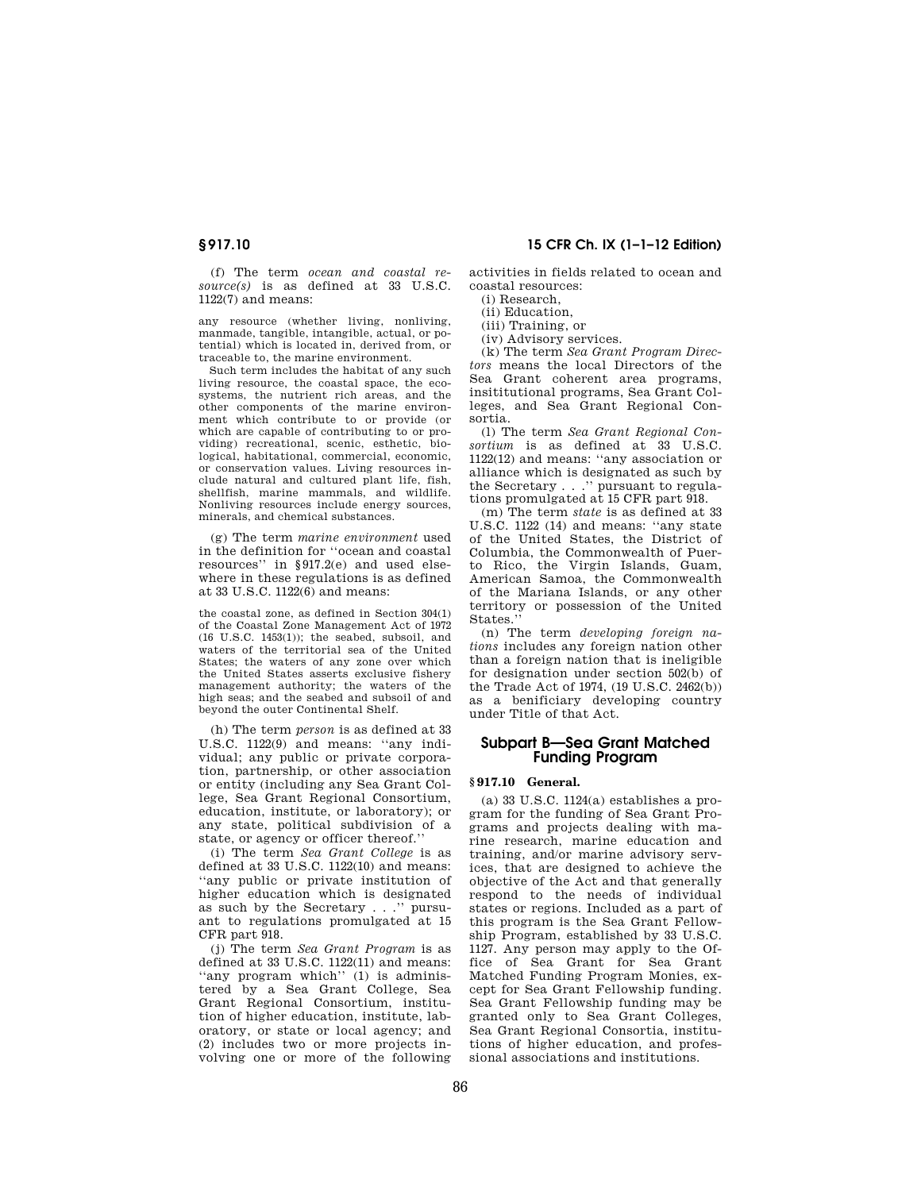(f) The term *ocean and coastal resource(s)* is as defined at 33 U.S.C. 1122(7) and means:

any resource (whether living, nonliving, manmade, tangible, intangible, actual, or potential) which is located in, derived from, or traceable to, the marine environment.

Such term includes the habitat of any such living resource, the coastal space, the ecosystems, the nutrient rich areas, and the other components of the marine environment which contribute to or provide (or which are capable of contributing to or providing) recreational, scenic, esthetic, biological, habitational, commercial, economic, or conservation values. Living resources include natural and cultured plant life, fish, shellfish, marine mammals, and wildlife. Nonliving resources include energy sources, minerals, and chemical substances.

(g) The term *marine environment* used in the definition for ''ocean and coastal resources'' in §917.2(e) and used elsewhere in these regulations is as defined at 33 U.S.C. 1122(6) and means:

the coastal zone, as defined in Section 304(1) of the Coastal Zone Management Act of 1972 (16 U.S.C. 1453(1)); the seabed, subsoil, and waters of the territorial sea of the United States; the waters of any zone over which the United States asserts exclusive fishery management authority; the waters of the high seas; and the seabed and subsoil of and beyond the outer Continental Shelf.

(h) The term *person* is as defined at 33 U.S.C. 1122(9) and means: ''any individual; any public or private corporation, partnership, or other association or entity (including any Sea Grant College, Sea Grant Regional Consortium, education, institute, or laboratory); or any state, political subdivision of a state, or agency or officer thereof.''

(i) The term *Sea Grant College* is as defined at 33 U.S.C. 1122(10) and means: ''any public or private institution of higher education which is designated as such by the Secretary . . .'' pursuant to regulations promulgated at 15 CFR part 918.

(j) The term *Sea Grant Program* is as defined at 33 U.S.C. 1122(11) and means: ''any program which'' (1) is administered by a Sea Grant College, Sea Grant Regional Consortium, institution of higher education, institute, laboratory, or state or local agency; and (2) includes two or more projects involving one or more of the following activities in fields related to ocean and coastal resources:

(i) Research,

(ii) Education,

(iii) Training, or

(iv) Advisory services.

(k) The term *Sea Grant Program Directors* means the local Directors of the Sea Grant coherent area programs, insititutional programs, Sea Grant Colleges, and Sea Grant Regional Consortia.

(l) The term *Sea Grant Regional Consortium* is as defined at 33 U.S.C. 1122(12) and means: ''any association or alliance which is designated as such by the Secretary . . .'' pursuant to regulations promulgated at 15 CFR part 918.

(m) The term *state* is as defined at 33 U.S.C. 1122 (14) and means: ''any state of the United States, the District of Columbia, the Commonwealth of Puerto Rico, the Virgin Islands, Guam, American Samoa, the Commonwealth of the Mariana Islands, or any other territory or possession of the United States.''

(n) The term *developing foreign nations* includes any foreign nation other than a foreign nation that is ineligible for designation under section 502(b) of the Trade Act of 1974, (19 U.S.C. 2462(b)) as a benificiary developing country under Title of that Act.

## Subpart B—Sea Grant Matched Funding Program

### § 917.10 General.

(a) 33 U.S.C. 1124(a) establishes a program for the funding of Sea Grant Programs and projects dealing with marine research, marine education and training, and/or marine advisory services, that are designed to achieve the objective of the Act and that generally respond to the needs of individual states or regions. Included as a part of this program is the Sea Grant Fellowship Program, established by 33 U.S.C. 1127. Any person may apply to the Office of Sea Grant for Sea Grant Matched Funding Program Monies, except for Sea Grant Fellowship funding. Sea Grant Fellowship funding may be granted only to Sea Grant Colleges, Sea Grant Regional Consortia, institutions of higher education, and professional associations and institutions.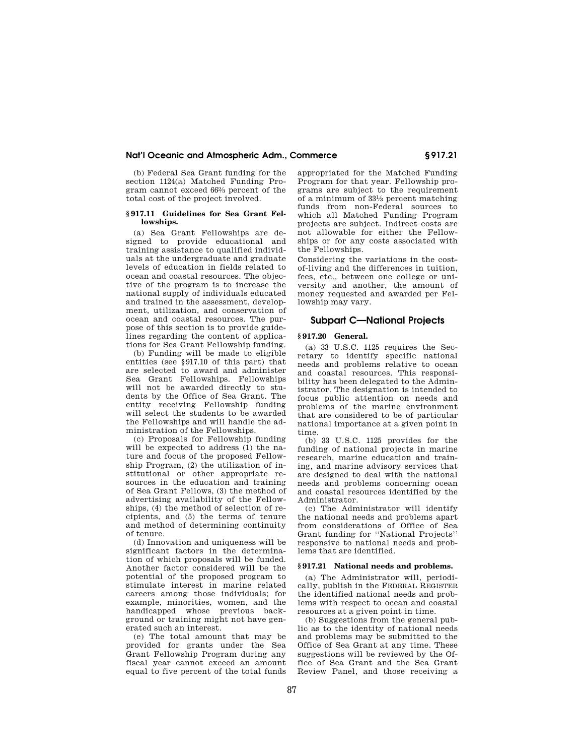(b) Federal Sea Grant funding for the section 1124(a) Matched Funding Program cannot exceed 66⅔ percent of the total cost of the project involved.

### § 917.11 Guidelines for Sea Grant Fellowships.

(a) Sea Grant Fellowships are designed to provide educational and training assistance to qualified individuals at the undergraduate and graduate levels of education in fields related to ocean and coastal resources. The objective of the program is to increase the national supply of individuals educated and trained in the assessment, development, utilization, and conservation of ocean and coastal resources. The purpose of this section is to provide guidelines regarding the content of applications for Sea Grant Fellowship funding.

(b) Funding will be made to eligible entities (see § 917.10 of this part) that are selected to award and administer Sea Grant Fellowships. Fellowships will not be awarded directly to students by the Office of Sea Grant. The entity receiving Fellowship funding will select the students to be awarded the Fellowships and will handle the administration of the Fellowships.

(c) Proposals for Fellowship funding will be expected to address (1) the nature and focus of the proposed Fellowship Program, (2) the utilization of institutional or other appropriate resources in the education and training of Sea Grant Fellows, (3) the method of advertising availability of the Fellowships, (4) the method of selection of recipients, and (5) the terms of tenure and method of determining continuity of tenure.

(d) Innovation and uniqueness will be significant factors in the determination of which proposals will be funded. Another factor considered will be the potential of the proposed program to stimulate interest in marine related careers among those individuals; for example, minorities, women, and the handicapped whose previous background or training might not have generated such an interest.

(e) The total amount that may be provided for grants under the Sea Grant Fellowship Program during any fiscal year cannot exceed an amount equal to five percent of the total funds appropriated for the Matched Funding Program for that year. Fellowship programs are subject to the requirement of a minimum of 33⅓ percent matching funds from non-Federal sources to which all Matched Funding Program projects are subject. Indirect costs are not allowable for either the Fellowships or for any costs associated with the Fellowships.

Considering the variations in the cost-of-living and the differences in tuition, fees, etc., between one college or university and another, the amount of money requested and awarded per Fellowship may vary.

## Subpart C—National Projects

### § 917.20 General.

(a) 33 U.S.C. 1125 requires the Secretary to identify specific national needs and problems relative to ocean and coastal resources. This responsibility has been delegated to the Administrator. The designation is intended to focus public attention on needs and problems of the marine environment that are considered to be of particular national importance at a given point in time.

(b) 33 U.S.C. 1125 provides for the funding of national projects in marine research, marine education and training, and marine advisory services that are designed to deal with the national needs and problems concerning ocean and coastal resources identified by the Administrator.

(c) The Administrator will identify the national needs and problems apart from considerations of Office of Sea Grant funding for "National Projects" responsive to national needs and problems that are identified.

### § 917.21 National needs and problems.

(a) The Administrator will, periodically, publish in the FEDERAL REGISTER the identified national needs and problems with respect to ocean and coastal resources at a given point in time.

(b) Suggestions from the general public as to the identity of national needs and problems may be submitted to the Office of Sea Grant at any time. These suggestions will be reviewed by the Office of Sea Grant and the Sea Grant Review Panel, and those receiving a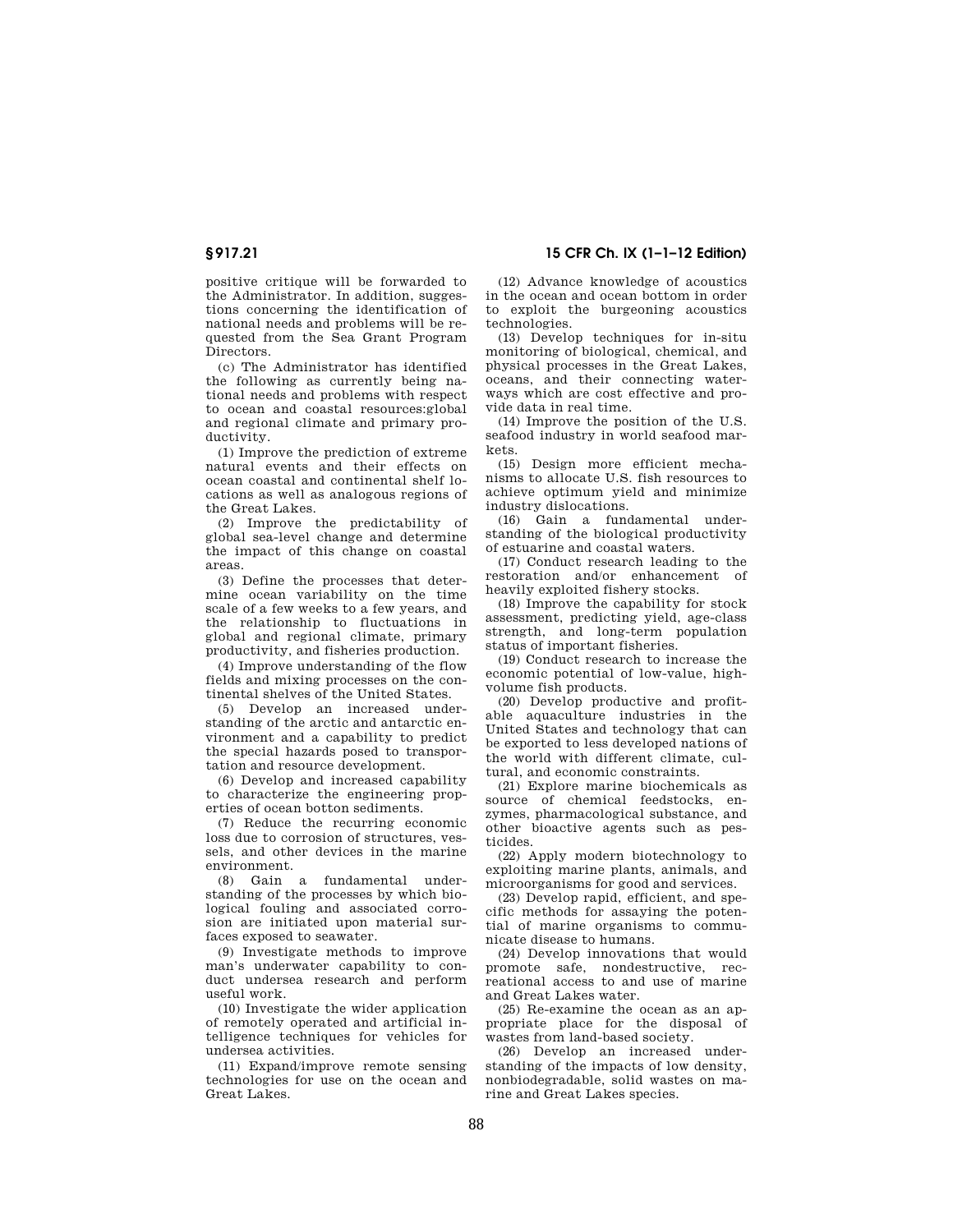positive critique will be forwarded to the Administrator. In addition, suggestions concerning the identification of national needs and problems will be requested from the Sea Grant Program Directors.

(c) The Administrator has identified the following as currently being national needs and problems with respect to ocean and coastal resources:global and regional climate and primary productivity.

(1) Improve the prediction of extreme natural events and their effects on ocean coastal and continental shelf locations as well as analogous regions of the Great Lakes.

(2) Improve the predictability of global sea-level change and determine the impact of this change on coastal areas.

(3) Define the processes that determine ocean variability on the time scale of a few weeks to a few years, and the relationship to fluctuations in global and regional climate, primary productivity, and fisheries production.

(4) Improve understanding of the flow fields and mixing processes on the continental shelves of the United States.

(5) Develop an increased understanding of the arctic and antarctic environment and a capability to predict the special hazards posed to transportation and resource development.

(6) Develop and increased capability to characterize the engineering properties of ocean botton sediments.

(7) Reduce the recurring economic loss due to corrosion of structures, vessels, and other devices in the marine environment.

(8) Gain a fundamental understanding of the processes by which biological fouling and associated corrosion are initiated upon material surfaces exposed to seawater.

(9) Investigate methods to improve man's underwater capability to conduct undersea research and perform useful work.

(10) Investigate the wider application of remotely operated and artificial intelligence techniques for vehicles for undersea activities.

(11) Expand/improve remote sensing technologies for use on the ocean and Great Lakes.

(12) Advance knowledge of acoustics in the ocean and ocean bottom in order to exploit the burgeoning acoustics technologies.

(13) Develop techniques for in-situ monitoring of biological, chemical, and physical processes in the Great Lakes, oceans, and their connecting waterways which are cost effective and provide data in real time.

(14) Improve the position of the U.S. seafood industry in world seafood markets.

(15) Design more efficient mechanisms to allocate U.S. fish resources to achieve optimum yield and minimize industry dislocations.

(16) Gain a fundamental understanding of the biological productivity of estuarine and coastal waters.

(17) Conduct research leading to the restoration and/or enhancement of heavily exploited fishery stocks.

(18) Improve the capability for stock assessment, predicting yield, age-class strength, and long-term population status of important fisheries.

(19) Conduct research to increase the economic potential of low-value, high-volume fish products.

(20) Develop productive and profitable aquaculture industries in the United States and technology that can be exported to less developed nations of the world with different climate, cultural, and economic constraints.

(21) Explore marine biochemicals as source of chemical feedstocks, enzymes, pharmacological substance, and other bioactive agents such as pesticides.

(22) Apply modern biotechnology to exploiting marine plants, animals, and microorganisms for good and services.

(23) Develop rapid, efficient, and specific methods for assaying the potential of marine organisms to communicate disease to humans.

(24) Develop innovations that would promote safe, nondestructive, recreational access to and use of marine and Great Lakes water.

(25) Re-examine the ocean as an appropriate place for the disposal of wastes from land-based society.

(26) Develop an increased understanding of the impacts of low density, nonbiodegradable, solid wastes on marine and Great Lakes species.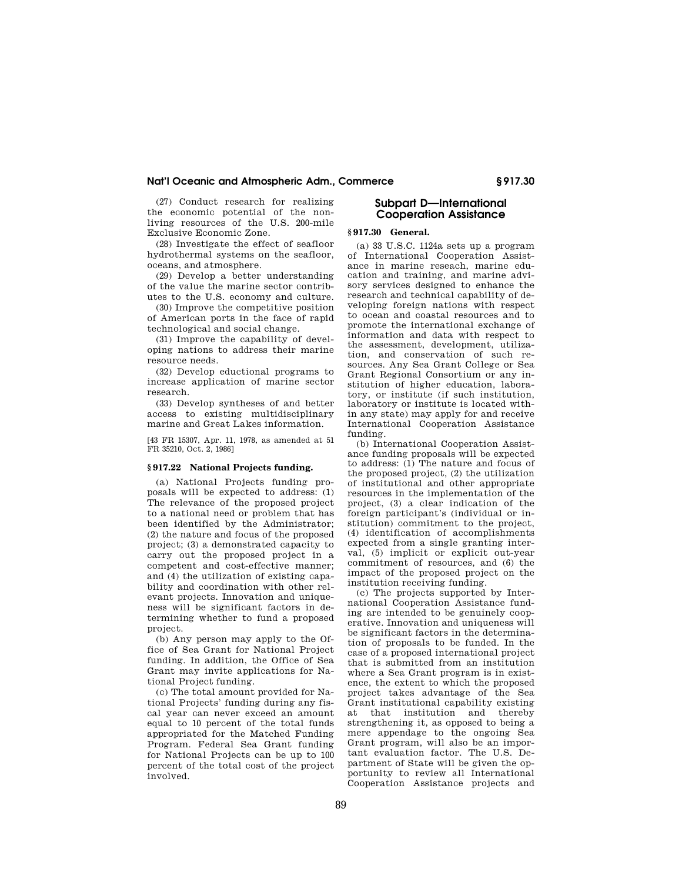(27) Conduct research for realizing the economic potential of the non-living resources of the U.S. 200-mile Exclusive Economic Zone.

(28) Investigate the effect of seafloor hydrothermal systems on the seafloor, oceans, and atmosphere.

(29) Develop a better understanding of the value the marine sector contributes to the U.S. economy and culture.

(30) Improve the competitive position of American ports in the face of rapid technological and social change.

(31) Improve the capability of developing nations to address their marine resource needs.

(32) Develop eductional programs to increase application of marine sector research.

(33) Develop syntheses of and better access to existing multidisciplinary marine and Great Lakes information.

[43 FR 15307, Apr. 11, 1978, as amended at 51 FR 35210, Oct. 2, 1986]

### § 917.22 National Projects funding.

(a) National Projects funding proposals will be expected to address: (1) The relevance of the proposed project to a national need or problem that has been identified by the Administrator; (2) the nature and focus of the proposed project; (3) a demonstrated capacity to carry out the proposed project in a competent and cost-effective manner; and (4) the utilization of existing capability and coordination with other relevant projects. Innovation and uniqueness will be significant factors in determining whether to fund a proposed project.

(b) Any person may apply to the Office of Sea Grant for National Project funding. In addition, the Office of Sea Grant may invite applications for National Project funding.

(c) The total amount provided for National Projects' funding during any fiscal year can never exceed an amount equal to 10 percent of the total funds appropriated for the Matched Funding Program. Federal Sea Grant funding for National Projects can be up to 100 percent of the total cost of the project involved.

## Subpart D—International Cooperation Assistance

### § 917.30 General.

(a) 33 U.S.C. 1124a sets up a program of International Cooperation Assistance in marine reseach, marine education and training, and marine advisory services designed to enhance the research and technical capability of developing foreign nations with respect to ocean and coastal resources and to promote the international exchange of information and data with respect to the assessment, development, utilization, and conservation of such resources. Any Sea Grant College or Sea Grant Regional Consortium or any institution of higher education, laboratory, or institute (if such institution, laboratory or institute is located within any state) may apply for and receive International Cooperation Assistance funding.

(b) International Cooperation Assistance funding proposals will be expected to address: (1) The nature and focus of the proposed project, (2) the utilization of institutional and other appropriate resources in the implementation of the project, (3) a clear indication of the foreign participant's (individual or institution) commitment to the project, (4) identification of accomplishments expected from a single granting interval, (5) implicit or explicit out-year commitment of resources, and (6) the impact of the proposed project on the institution receiving funding.

(c) The projects supported by International Cooperation Assistance funding are intended to be genuinely cooperative. Innovation and uniqueness will be significant factors in the determination of proposals to be funded. In the case of a proposed international project that is submitted from an institution where a Sea Grant program is in existence, the extent to which the proposed project takes advantage of the Sea Grant institutional capability existing at that institution and thereby strengthening it, as opposed to being a mere appendage to the ongoing Sea Grant program, will also be an important evaluation factor. The U.S. Department of State will be given the opportunity to review all International Cooperation Assistance projects and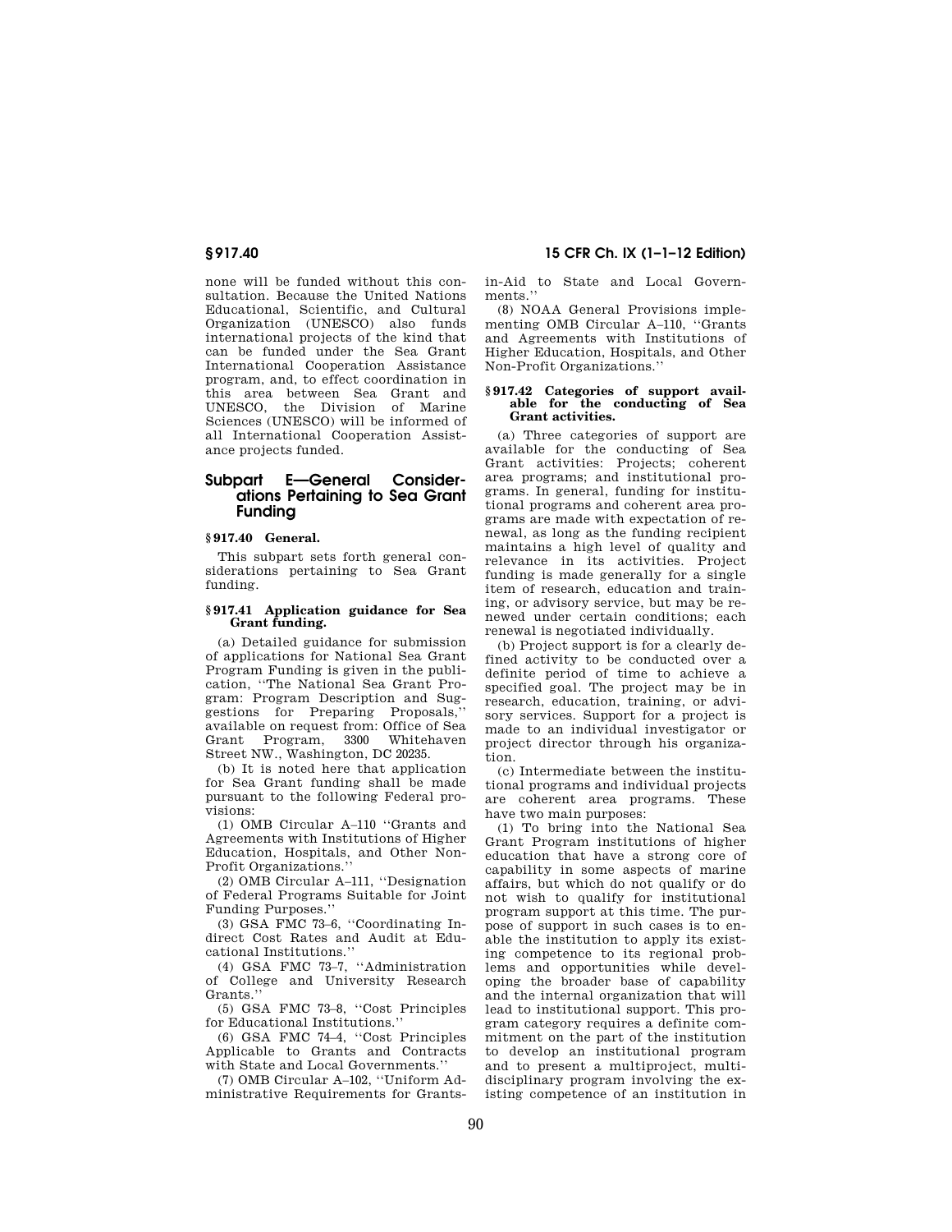none will be funded without this consultation. Because the United Nations Educational, Scientific, and Cultural Organization (UNESCO) also funds international projects of the kind that can be funded under the Sea Grant International Cooperation Assistance program, and, to effect coordination in this area between Sea Grant and UNESCO, the Division of Marine Sciences (UNESCO) will be informed of all International Cooperation Assistance projects funded.

## Subpart E—General Considerations Pertaining to Sea Grant Funding

### § 917.40 General.

This subpart sets forth general considerations pertaining to Sea Grant funding.

### § 917.41 Application guidance for Sea Grant funding.

(a) Detailed guidance for submission of applications for National Sea Grant Program Funding is given in the publication, ''The National Sea Grant Program: Program Description and Suggestions for Preparing Proposals,'' available on request from: Office of Sea Grant Program, 3300 Whitehaven Street NW., Washington, DC 20235.

(b) It is noted here that application for Sea Grant funding shall be made pursuant to the following Federal provisions:

(1) OMB Circular A–110 ''Grants and Agreements with Institutions of Higher Education, Hospitals, and Other Non-Profit Organizations.''

(2) OMB Circular A–111, ''Designation of Federal Programs Suitable for Joint Funding Purposes.''

(3) GSA FMC 73–6, ''Coordinating Indirect Cost Rates and Audit at Educational Institutions.''

(4) GSA FMC 73–7, ''Administration of College and University Research Grants.''

(5) GSA FMC 73–8, ''Cost Principles for Educational Institutions.''

(6) GSA FMC 74–4, ''Cost Principles Applicable to Grants and Contracts with State and Local Governments.''

(7) OMB Circular A–102, ''Uniform Administrative Requirements for Grants-in-Aid to State and Local Governments.''

(8) NOAA General Provisions implementing OMB Circular A–110, ''Grants and Agreements with Institutions of Higher Education, Hospitals, and Other Non-Profit Organizations.''

### § 917.42 Categories of support available for the conducting of Sea Grant activities.

(a) Three categories of support are available for the conducting of Sea Grant activities: Projects; coherent area programs; and institutional programs. In general, funding for institutional programs and coherent area programs are made with expectation of renewal, as long as the funding recipient maintains a high level of quality and relevance in its activities. Project funding is made generally for a single item of research, education and training, or advisory service, but may be renewed under certain conditions; each renewal is negotiated individually.

(b) Project support is for a clearly defined activity to be conducted over a definite period of time to achieve a specified goal. The project may be in research, education, training, or advisory services. Support for a project is made to an individual investigator or project director through his organization.

(c) Intermediate between the institutional programs and individual projects are coherent area programs. These have two main purposes:

(1) To bring into the National Sea Grant Program institutions of higher education that have a strong core of capability in some aspects of marine affairs, but which do not qualify or do not wish to qualify for institutional program support at this time. The purpose of support in such cases is to enable the institution to apply its existing competence to its regional problems and opportunities while developing the broader base of capability and the internal organization that will lead to institutional support. This program category requires a definite commitment on the part of the institution to develop an institutional program and to present a multiproject, multidisciplinary program involving the existing competence of an institution in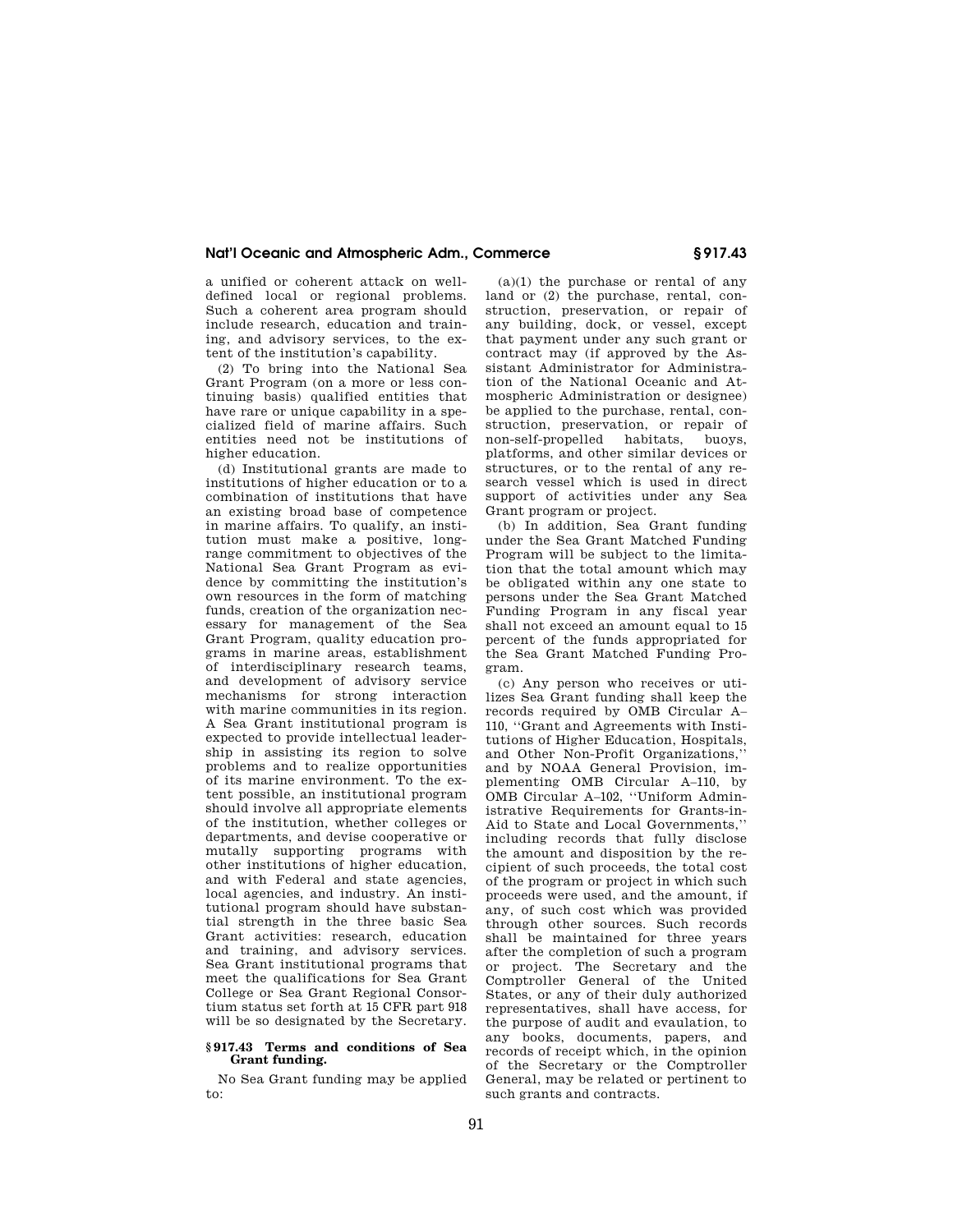a unified or coherent attack on well-defined local or regional problems. Such a coherent area program should include research, education and training, and advisory services, to the extent of the institution's capability.

(2) To bring into the National Sea Grant Program (on a more or less continuing basis) qualified entities that have rare or unique capability in a specialized field of marine affairs. Such entities need not be institutions of higher education.

(d) Institutional grants are made to institutions of higher education or to a combination of institutions that have an existing broad base of competence in marine affairs. To qualify, an institution must make a positive, long-range commitment to objectives of the National Sea Grant Program as evidence by committing the institution's own resources in the form of matching funds, creation of the organization necessary for management of the Sea Grant Program, quality education programs in marine areas, establishment of interdisciplinary research teams, and development of advisory service mechanisms for strong interaction with marine communities in its region. A Sea Grant institutional program is expected to provide intellectual leadership in assisting its region to solve problems and to realize opportunities of its marine environment. To the extent possible, an institutional program should involve all appropriate elements of the institution, whether colleges or departments, and devise cooperative or mutally supporting programs with other institutions of higher education, and with Federal and state agencies, local agencies, and industry. An institutional program should have substantial strength in the three basic Sea Grant activities: research, education and training, and advisory services. Sea Grant institutional programs that meet the qualifications for Sea Grant College or Sea Grant Regional Consortium status set forth at 15 CFR part 918 will be so designated by the Secretary.

### § 917.43 Terms and conditions of Sea Grant funding.

No Sea Grant funding may be applied to:

(a)(1) the purchase or rental of any land or (2) the purchase, rental, construction, preservation, or repair of any building, dock, or vessel, except that payment under any such grant or contract may (if approved by the Assistant Administrator for Administration of the National Oceanic and Atmospheric Administration or designee) be applied to the purchase, rental, construction, preservation, or repair of non-self-propelled habitats, buoys, platforms, and other similar devices or structures, or to the rental of any research vessel which is used in direct support of activities under any Sea Grant program or project.

(b) In addition, Sea Grant funding under the Sea Grant Matched Funding Program will be subject to the limitation that the total amount which may be obligated within any one state to persons under the Sea Grant Matched Funding Program in any fiscal year shall not exceed an amount equal to 15 percent of the funds appropriated for the Sea Grant Matched Funding Program.

(c) Any person who receives or utilizes Sea Grant funding shall keep the records required by OMB Circular A–110, ''Grant and Agreements with Institutions of Higher Education, Hospitals, and Other Non-Profit Organizations,'' and by NOAA General Provision, implementing OMB Circular A–110, by OMB Circular A–102, ''Uniform Administrative Requirements for Grants-in-Aid to State and Local Governments,'' including records that fully disclose the amount and disposition by the recipient of such proceeds, the total cost of the program or project in which such proceeds were used, and the amount, if any, of such cost which was provided through other sources. Such records shall be maintained for three years after the completion of such a program or project. The Secretary and the Comptroller General of the United States, or any of their duly authorized representatives, shall have access, for the purpose of audit and evaulation, to any books, documents, papers, and records of receipt which, in the opinion of the Secretary or the Comptroller General, may be related or pertinent to such grants and contracts.